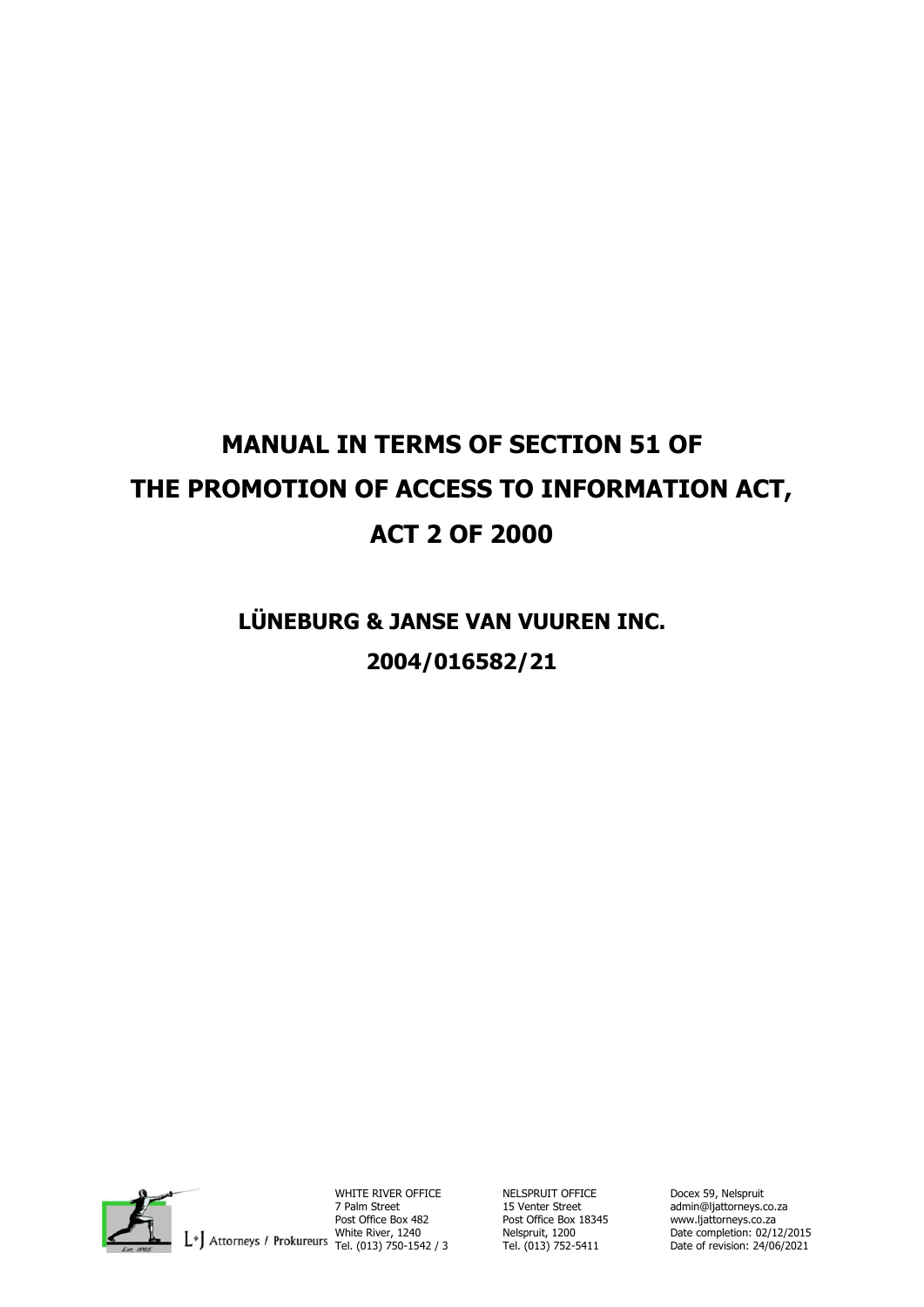# MANUAL IN TERMS OF SECTION 51 OF THE PROMOTION OF ACCESS TO INFORMATION ACT, ACT 2 OF 2000

## LÜNEBURG & JANSE VAN VUUREN INC.

## 2004/016582/21

L•J Attorneys / Prokureurs

WHITE RIVER OFFICE
7 Palm Street
Post Office Box 482
White River, 1240
Tel. (013) 750-1542 / 3

NELSPRUIT OFFICE
15 Venter Street
Post Office Box 18345
Nelspruit, 1200
Tel. (013) 752-5411

Docex 59, Nelspruit
admin@ljattorneys.co.za
www.ljattorneys.co.za
Date completion: 02/12/2015
Date of revision: 24/06/2021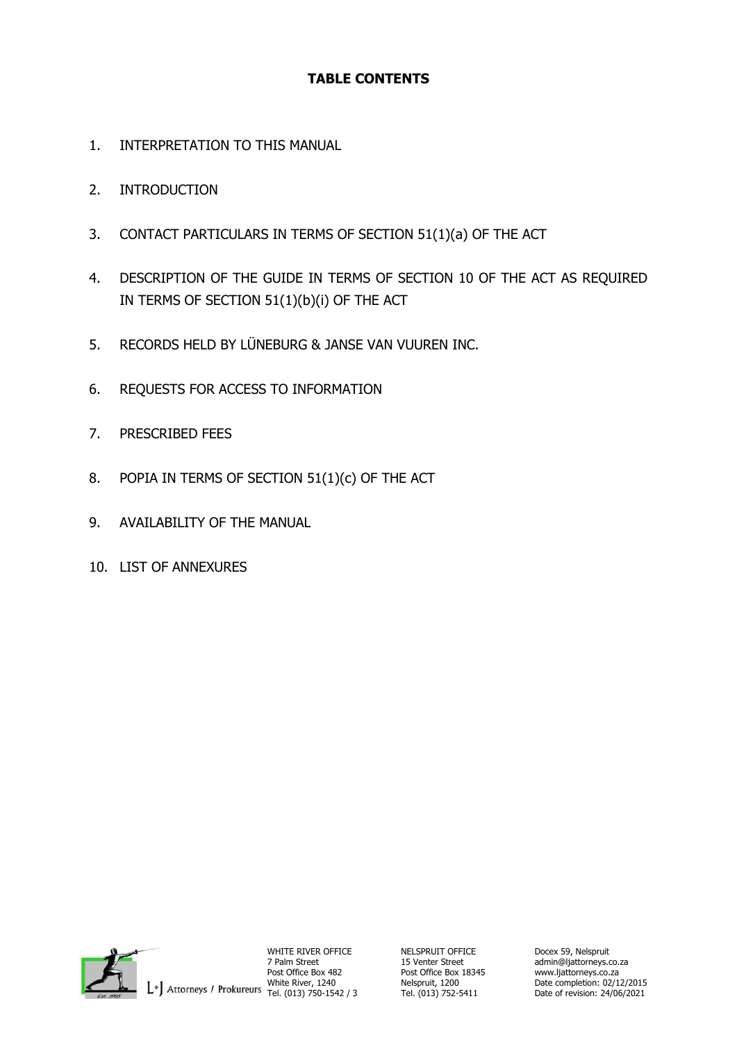# TABLE CONTENTS

1. INTERPRETATION TO THIS MANUAL
2. INTRODUCTION
3. CONTACT PARTICULARS IN TERMS OF SECTION 51(1)(a) OF THE ACT
4. DESCRIPTION OF THE GUIDE IN TERMS OF SECTION 10 OF THE ACT AS REQUIRED IN TERMS OF SECTION 51(1)(b)(i) OF THE ACT
5. RECORDS HELD BY LÜNEBURG & JANSE VAN VUUREN INC.
6. REQUESTS FOR ACCESS TO INFORMATION
7. PRESCRIBED FEES
8. POPIA IN TERMS OF SECTION 51(1)(c) OF THE ACT
9. AVAILABILITY OF THE MANUAL
10. LIST OF ANNEXURES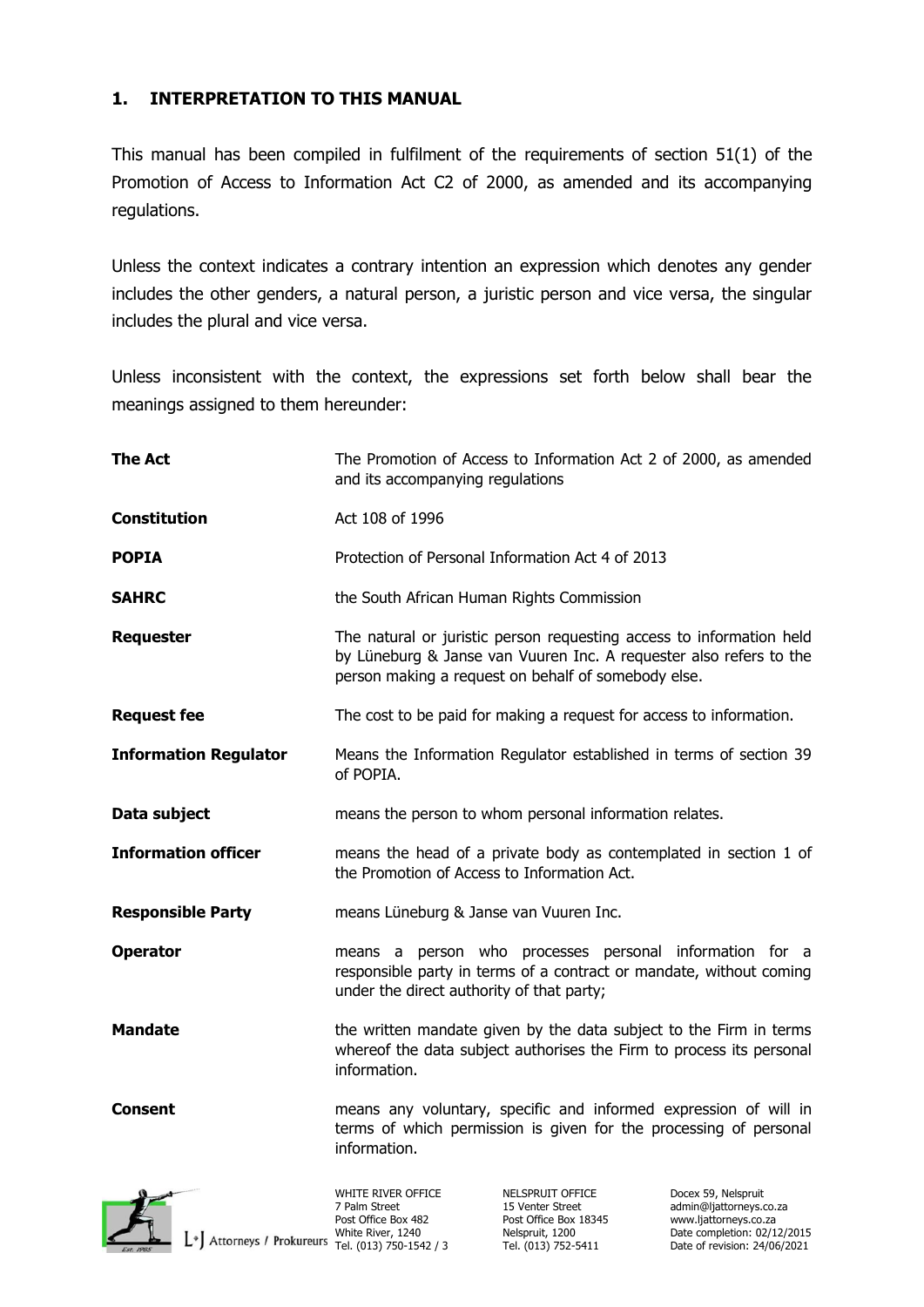## 1. INTERPRETATION TO THIS MANUAL

This manual has been compiled in fulfilment of the requirements of section 51(1) of the Promotion of Access to Information Act C2 of 2000, as amended and its accompanying regulations.

Unless the context indicates a contrary intention an expression which denotes any gender includes the other genders, a natural person, a juristic person and vice versa, the singular includes the plural and vice versa.

Unless inconsistent with the context, the expressions set forth below shall bear the meanings assigned to them hereunder:

| | |
|---|---|
| **The Act** | The Promotion of Access to Information Act 2 of 2000, as amended and its accompanying regulations |
| **Constitution** | Act 108 of 1996 |
| **POPIA** | Protection of Personal Information Act 4 of 2013 |
| **SAHRC** | the South African Human Rights Commission |
| **Requester** | The natural or juristic person requesting access to information held by Lüneburg & Janse van Vuuren Inc. A requester also refers to the person making a request on behalf of somebody else. |
| **Request fee** | The cost to be paid for making a request for access to information. |
| **Information Regulator** | Means the Information Regulator established in terms of section 39 of POPIA. |
| **Data subject** | means the person to whom personal information relates. |
| **Information officer** | means the head of a private body as contemplated in section 1 of the Promotion of Access to Information Act. |
| **Responsible Party** | means Lüneburg & Janse van Vuuren Inc. |
| **Operator** | means a person who processes personal information for a responsible party in terms of a contract or mandate, without coming under the direct authority of that party; |
| **Mandate** | the written mandate given by the data subject to the Firm in terms whereof the data subject authorises the Firm to process its personal information. |
| **Consent** | means any voluntary, specific and informed expression of will in terms of which permission is given for the processing of personal information. |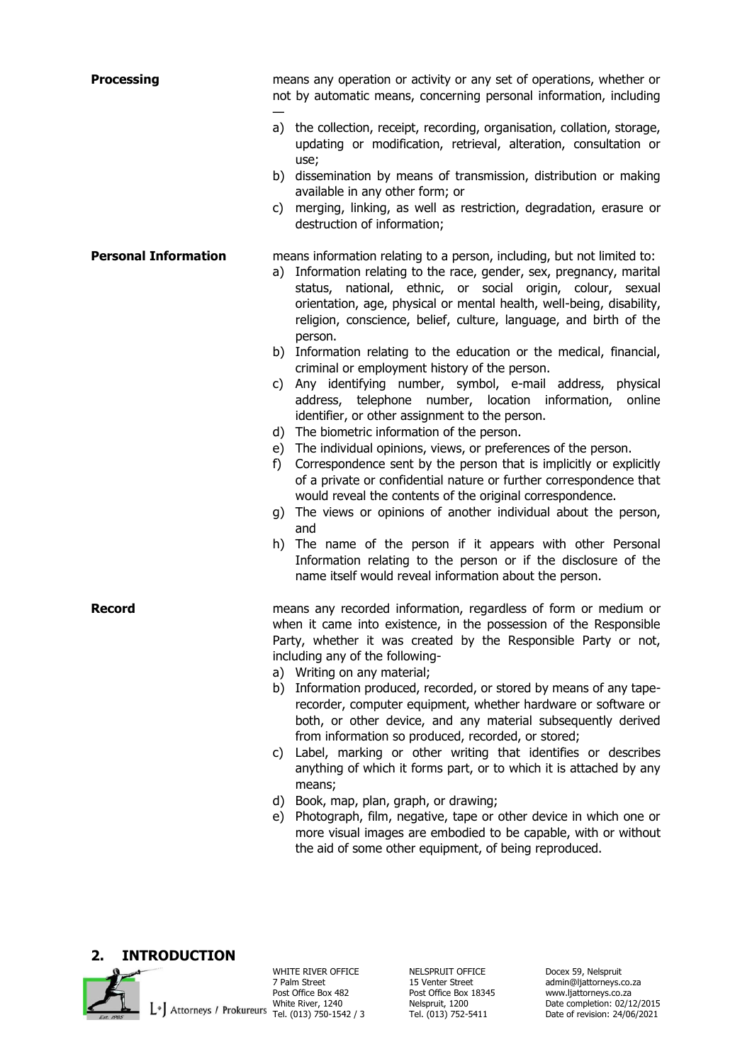**Processing** means any operation or activity or any set of operations, whether or not by automatic means, concerning personal information, including —

a) the collection, receipt, recording, organisation, collation, storage, updating or modification, retrieval, alteration, consultation or use;
b) dissemination by means of transmission, distribution or making available in any other form; or
c) merging, linking, as well as restriction, degradation, erasure or destruction of information;

**Personal Information** means information relating to a person, including, but not limited to:

a) Information relating to the race, gender, sex, pregnancy, marital status, national, ethnic, or social origin, colour, sexual orientation, age, physical or mental health, well-being, disability, religion, conscience, belief, culture, language, and birth of the person.
b) Information relating to the education or the medical, financial, criminal or employment history of the person.
c) Any identifying number, symbol, e-mail address, physical address, telephone number, location information, online identifier, or other assignment to the person.
d) The biometric information of the person.
e) The individual opinions, views, or preferences of the person.
f) Correspondence sent by the person that is implicitly or explicitly of a private or confidential nature or further correspondence that would reveal the contents of the original correspondence.
g) The views or opinions of another individual about the person, and
h) The name of the person if it appears with other Personal Information relating to the person or if the disclosure of the name itself would reveal information about the person.

**Record** means any recorded information, regardless of form or medium or when it came into existence, in the possession of the Responsible Party, whether it was created by the Responsible Party or not, including any of the following-

a) Writing on any material;
b) Information produced, recorded, or stored by means of any tape-recorder, computer equipment, whether hardware or software or both, or other device, and any material subsequently derived from information so produced, recorded, or stored;
c) Label, marking or other writing that identifies or describes anything of which it forms part, or to which it is attached by any means;
d) Book, map, plan, graph, or drawing;
e) Photograph, film, negative, tape or other device in which one or more visual images are embodied to be capable, with or without the aid of some other equipment, of being reproduced.

## 2. INTRODUCTION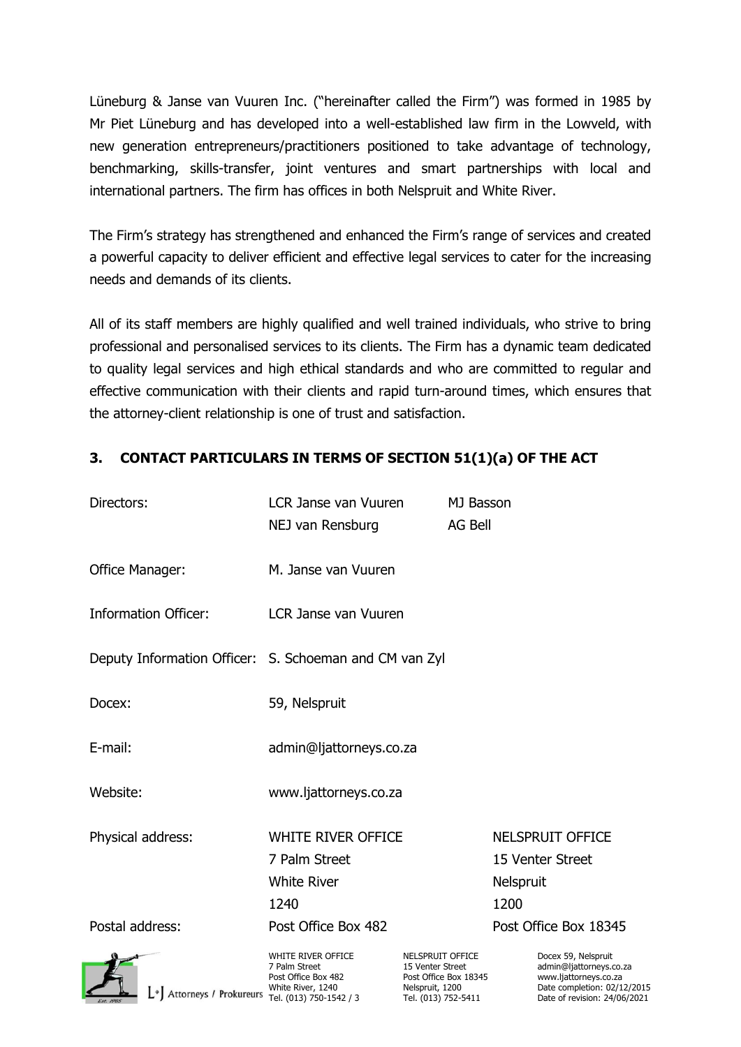Lüneburg & Janse van Vuuren Inc. ("hereinafter called the Firm") was formed in 1985 by Mr Piet Lüneburg and has developed into a well-established law firm in the Lowveld, with new generation entrepreneurs/practitioners positioned to take advantage of technology, benchmarking, skills-transfer, joint ventures and smart partnerships with local and international partners. The firm has offices in both Nelspruit and White River.

The Firm's strategy has strengthened and enhanced the Firm's range of services and created a powerful capacity to deliver efficient and effective legal services to cater for the increasing needs and demands of its clients.

All of its staff members are highly qualified and well trained individuals, who strive to bring professional and personalised services to its clients. The Firm has a dynamic team dedicated to quality legal services and high ethical standards and who are committed to regular and effective communication with their clients and rapid turn-around times, which ensures that the attorney-client relationship is one of trust and satisfaction.

## 3. CONTACT PARTICULARS IN TERMS OF SECTION 51(1)(a) OF THE ACT

| | | |
|---|---|---|
| Directors: | LCR Janse van Vuuren | MJ Basson |
| | NEJ van Rensburg | AG Bell |
| Office Manager: | M. Janse van Vuuren | |
| Information Officer: | LCR Janse van Vuuren | |
| Deputy Information Officer: | S. Schoeman and CM van Zyl | |
| Docex: | 59, Nelspruit | |
| E-mail: | admin@ljattorneys.co.za | |
| Website: | www.ljattorneys.co.za | |
| Physical address: | WHITE RIVER OFFICE<br>7 Palm Street<br>White River<br>1240 | NELSPRUIT OFFICE<br>15 Venter Street<br>Nelspruit<br>1200 |
| Postal address: | Post Office Box 482 | Post Office Box 18345 |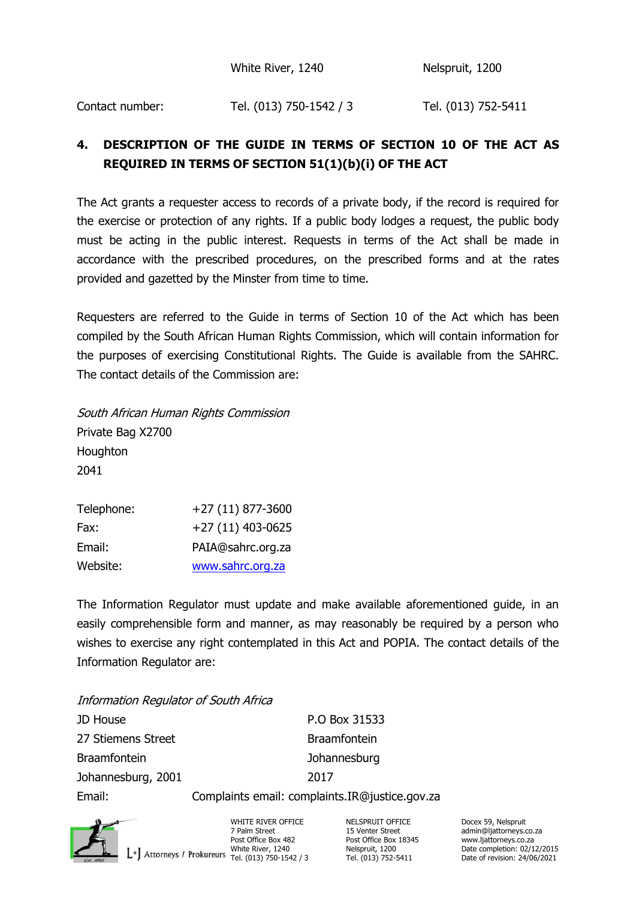| | | |
|---|---|---|
| | White River, 1240 | Nelspruit, 1200 |
| Contact number: | Tel. (013) 750-1542 / 3 | Tel. (013) 752-5411 |

## 4. DESCRIPTION OF THE GUIDE IN TERMS OF SECTION 10 OF THE ACT AS REQUIRED IN TERMS OF SECTION 51(1)(b)(i) OF THE ACT

The Act grants a requester access to records of a private body, if the record is required for the exercise or protection of any rights. If a public body lodges a request, the public body must be acting in the public interest. Requests in terms of the Act shall be made in accordance with the prescribed procedures, on the prescribed forms and at the rates provided and gazetted by the Minster from time to time.

Requesters are referred to the Guide in terms of Section 10 of the Act which has been compiled by the South African Human Rights Commission, which will contain information for the purposes of exercising Constitutional Rights. The Guide is available from the SAHRC. The contact details of the Commission are:

*South African Human Rights Commission*
Private Bag X2700
Houghton
2041

| | |
|---|---|
| Telephone: | +27 (11) 877-3600 |
| Fax: | +27 (11) 403-0625 |
| Email: | PAIA@sahrc.org.za |
| Website: | www.sahrc.org.za |

The Information Regulator must update and make available aforementioned guide, in an easily comprehensible form and manner, as may reasonably be required by a person who wishes to exercise any right contemplated in this Act and POPIA. The contact details of the Information Regulator are:

*Information Regulator of South Africa*

| | |
|---|---|
| JD House | P.O Box 31533 |
| 27 Stiemens Street | Braamfontein |
| Braamfontein | Johannesburg |
| Johannesburg, 2001 | 2017 |

Email: Complaints email: complaints.IR@justice.gov.za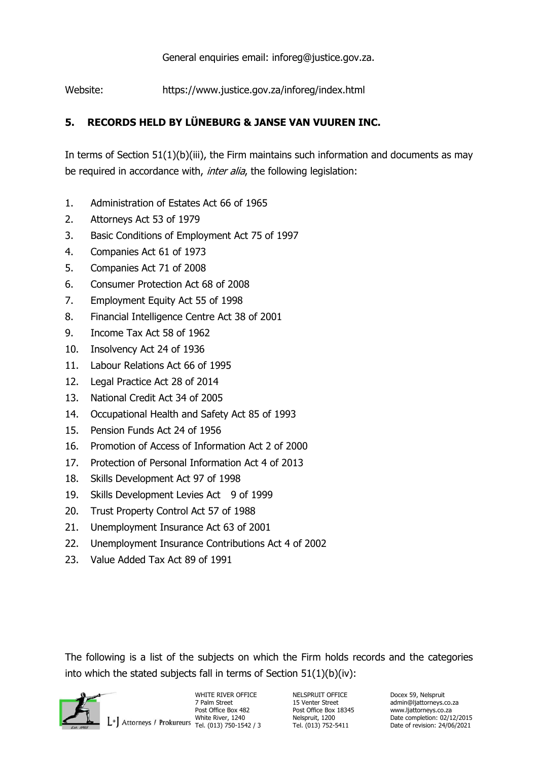General enquiries email: inforeg@justice.gov.za.

Website: https://www.justice.gov.za/inforeg/index.html

## 5. RECORDS HELD BY LÜNEBURG & JANSE VAN VUUREN INC.

In terms of Section 51(1)(b)(iii), the Firm maintains such information and documents as may be required in accordance with, *inter alia*, the following legislation:

1. Administration of Estates Act 66 of 1965
2. Attorneys Act 53 of 1979
3. Basic Conditions of Employment Act 75 of 1997
4. Companies Act 61 of 1973
5. Companies Act 71 of 2008
6. Consumer Protection Act 68 of 2008
7. Employment Equity Act 55 of 1998
8. Financial Intelligence Centre Act 38 of 2001
9. Income Tax Act 58 of 1962
10. Insolvency Act 24 of 1936
11. Labour Relations Act 66 of 1995
12. Legal Practice Act 28 of 2014
13. National Credit Act 34 of 2005
14. Occupational Health and Safety Act 85 of 1993
15. Pension Funds Act 24 of 1956
16. Promotion of Access of Information Act 2 of 2000
17. Protection of Personal Information Act 4 of 2013
18. Skills Development Act 97 of 1998
19. Skills Development Levies Act 9 of 1999
20. Trust Property Control Act 57 of 1988
21. Unemployment Insurance Act 63 of 2001
22. Unemployment Insurance Contributions Act 4 of 2002
23. Value Added Tax Act 89 of 1991

The following is a list of the subjects on which the Firm holds records and the categories into which the stated subjects fall in terms of Section 51(1)(b)(iv):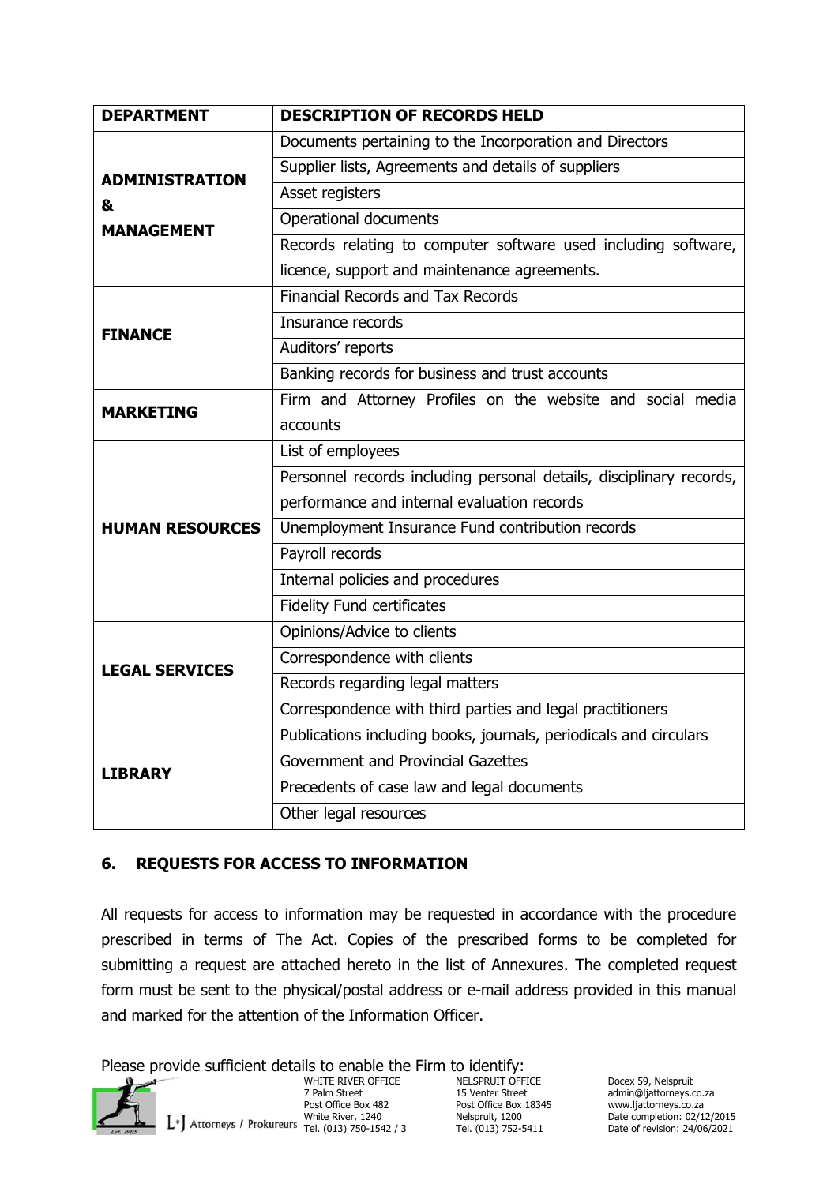| DEPARTMENT | DESCRIPTION OF RECORDS HELD |
| --- | --- |
| **ADMINISTRATION & MANAGEMENT** | Documents pertaining to the Incorporation and Directors |
| | Supplier lists, Agreements and details of suppliers |
| | Asset registers |
| | Operational documents |
| | Records relating to computer software used including software, licence, support and maintenance agreements. |
| **FINANCE** | Financial Records and Tax Records |
| | Insurance records |
| | Auditors' reports |
| | Banking records for business and trust accounts |
| **MARKETING** | Firm and Attorney Profiles on the website and social media accounts |
| **HUMAN RESOURCES** | List of employees |
| | Personnel records including personal details, disciplinary records, performance and internal evaluation records |
| | Unemployment Insurance Fund contribution records |
| | Payroll records |
| | Internal policies and procedures |
| | Fidelity Fund certificates |
| **LEGAL SERVICES** | Opinions/Advice to clients |
| | Correspondence with clients |
| | Records regarding legal matters |
| | Correspondence with third parties and legal practitioners |
| **LIBRARY** | Publications including books, journals, periodicals and circulars |
| | Government and Provincial Gazettes |
| | Precedents of case law and legal documents |
| | Other legal resources |

## 6. REQUESTS FOR ACCESS TO INFORMATION

All requests for access to information may be requested in accordance with the procedure prescribed in terms of The Act. Copies of the prescribed forms to be completed for submitting a request are attached hereto in the list of Annexures. The completed request form must be sent to the physical/postal address or e-mail address provided in this manual and marked for the attention of the Information Officer.

Please provide sufficient details to enable the Firm to identify: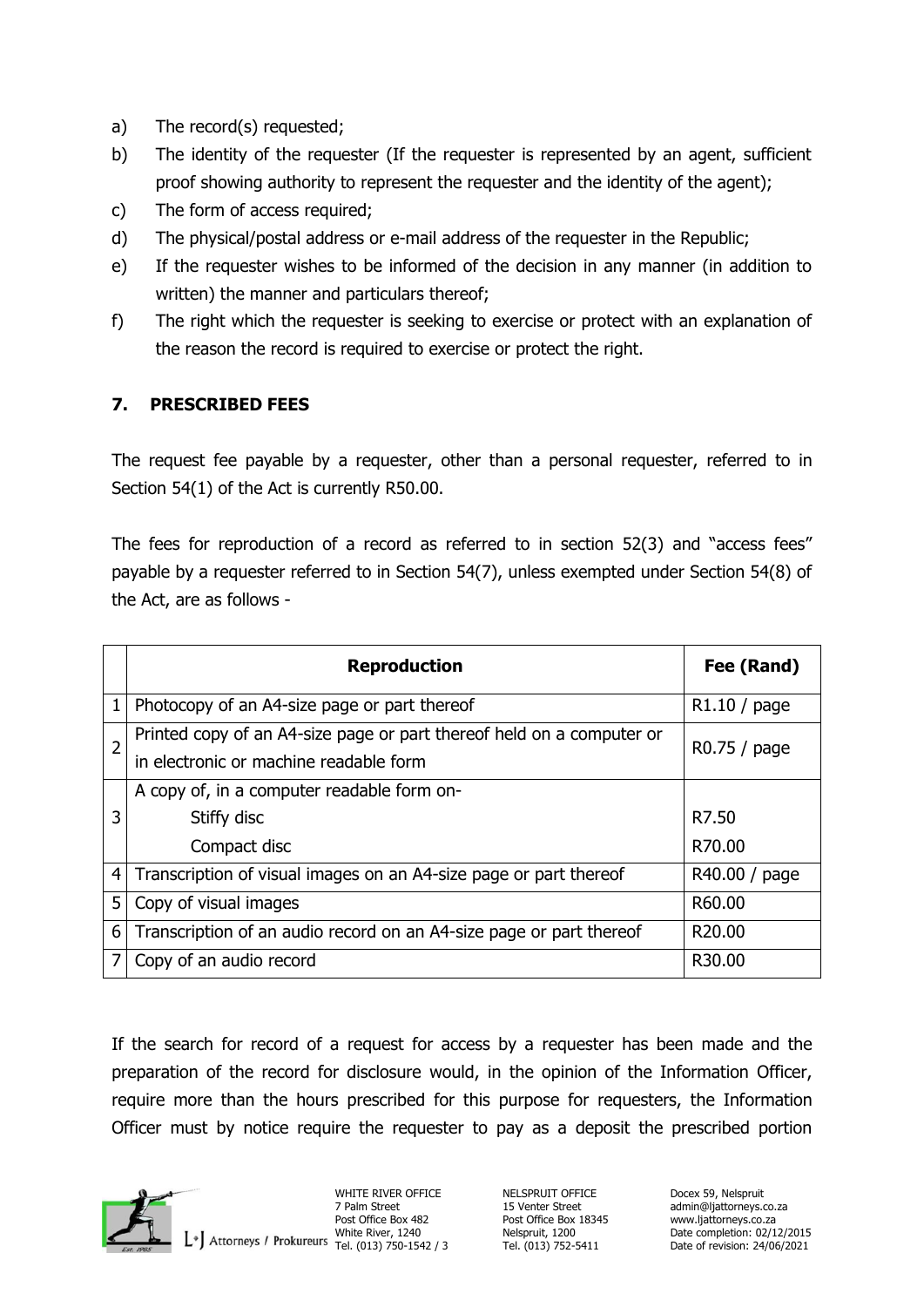a) The record(s) requested;
b) The identity of the requester (If the requester is represented by an agent, sufficient proof showing authority to represent the requester and the identity of the agent);
c) The form of access required;
d) The physical/postal address or e-mail address of the requester in the Republic;
e) If the requester wishes to be informed of the decision in any manner (in addition to written) the manner and particulars thereof;
f) The right which the requester is seeking to exercise or protect with an explanation of the reason the record is required to exercise or protect the right.

## 7. PRESCRIBED FEES

The request fee payable by a requester, other than a personal requester, referred to in Section 54(1) of the Act is currently R50.00.

The fees for reproduction of a record as referred to in section 52(3) and "access fees" payable by a requester referred to in Section 54(7), unless exempted under Section 54(8) of the Act, are as follows -

| | **Reproduction** | **Fee (Rand)** |
|---|---|---|
| 1 | Photocopy of an A4-size page or part thereof | R1.10 / page |
| 2 | Printed copy of an A4-size page or part thereof held on a computer or in electronic or machine readable form | R0.75 / page |
| 3 | A copy of, in a computer readable form on-<br>Stiffy disc<br>Compact disc | <br>R7.50<br>R70.00 |
| 4 | Transcription of visual images on an A4-size page or part thereof | R40.00 / page |
| 5 | Copy of visual images | R60.00 |
| 6 | Transcription of an audio record on an A4-size page or part thereof | R20.00 |
| 7 | Copy of an audio record | R30.00 |

If the search for record of a request for access by a requester has been made and the preparation of the record for disclosure would, in the opinion of the Information Officer, require more than the hours prescribed for this purpose for requesters, the Information Officer must by notice require the requester to pay as a deposit the prescribed portion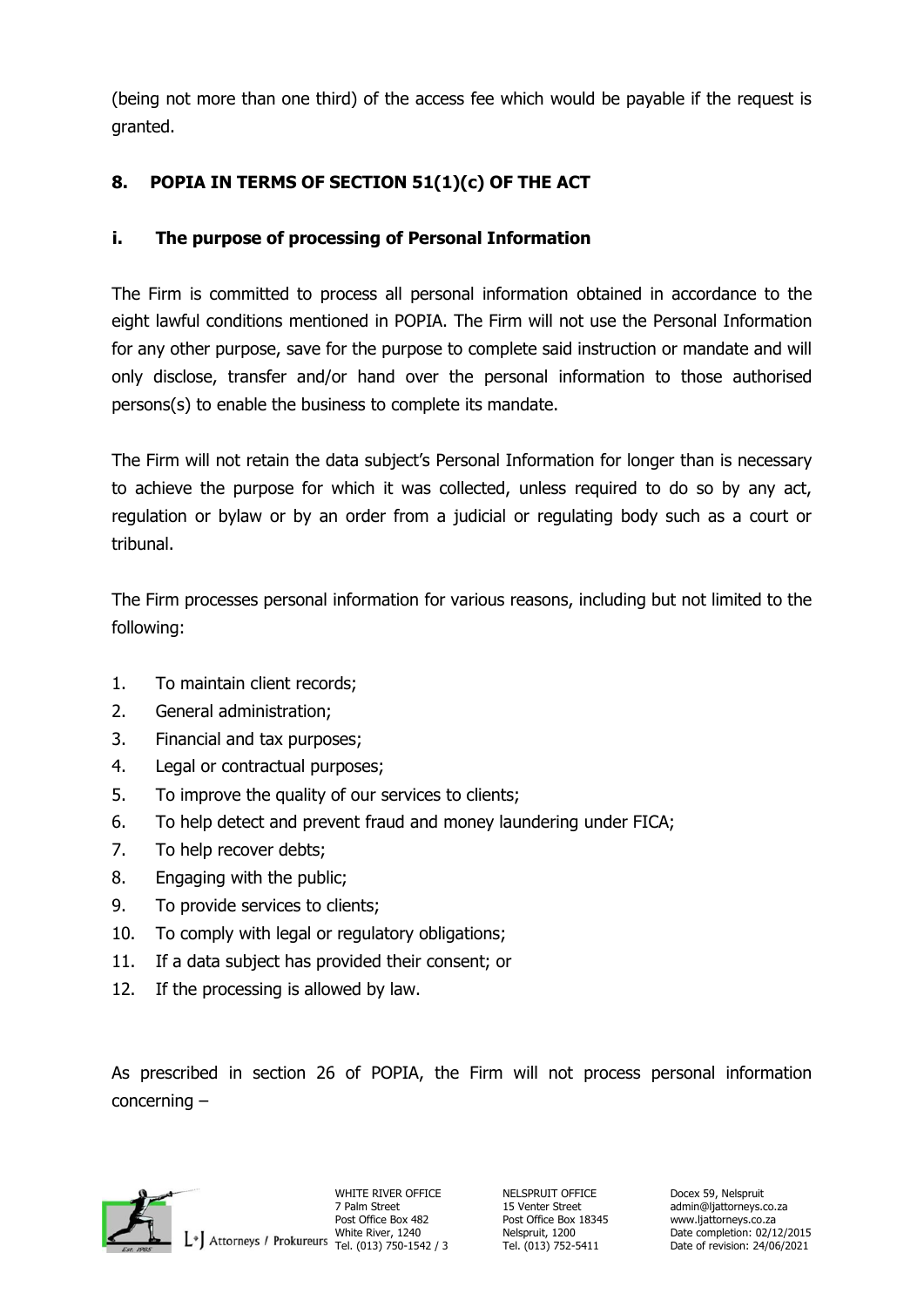(being not more than one third) of the access fee which would be payable if the request is granted.

## 8. POPIA IN TERMS OF SECTION 51(1)(c) OF THE ACT

### i. The purpose of processing of Personal Information

The Firm is committed to process all personal information obtained in accordance to the eight lawful conditions mentioned in POPIA. The Firm will not use the Personal Information for any other purpose, save for the purpose to complete said instruction or mandate and will only disclose, transfer and/or hand over the personal information to those authorised persons(s) to enable the business to complete its mandate.

The Firm will not retain the data subject's Personal Information for longer than is necessary to achieve the purpose for which it was collected, unless required to do so by any act, regulation or bylaw or by an order from a judicial or regulating body such as a court or tribunal.

The Firm processes personal information for various reasons, including but not limited to the following:

1. To maintain client records;
2. General administration;
3. Financial and tax purposes;
4. Legal or contractual purposes;
5. To improve the quality of our services to clients;
6. To help detect and prevent fraud and money laundering under FICA;
7. To help recover debts;
8. Engaging with the public;
9. To provide services to clients;
10. To comply with legal or regulatory obligations;
11. If a data subject has provided their consent; or
12. If the processing is allowed by law.

As prescribed in section 26 of POPIA, the Firm will not process personal information concerning –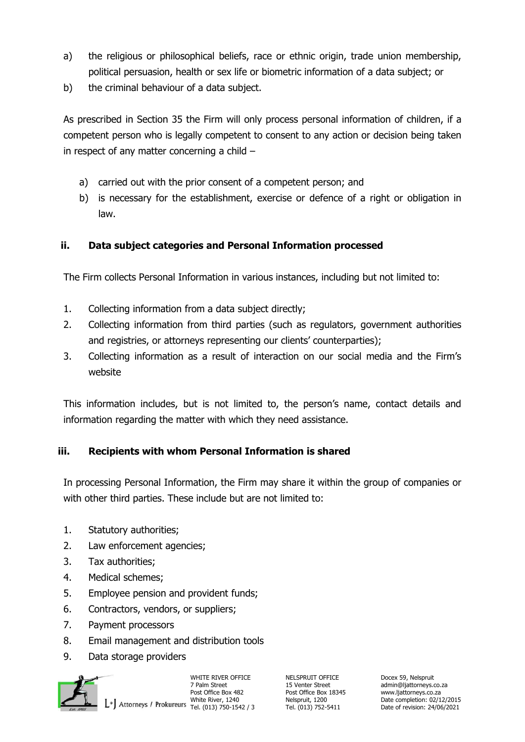a) the religious or philosophical beliefs, race or ethnic origin, trade union membership, political persuasion, health or sex life or biometric information of a data subject; or
b) the criminal behaviour of a data subject.

As prescribed in Section 35 the Firm will only process personal information of children, if a competent person who is legally competent to consent to any action or decision being taken in respect of any matter concerning a child –

a) carried out with the prior consent of a competent person; and
b) is necessary for the establishment, exercise or defence of a right or obligation in law.

### ii. Data subject categories and Personal Information processed

The Firm collects Personal Information in various instances, including but not limited to:

1. Collecting information from a data subject directly;
2. Collecting information from third parties (such as regulators, government authorities and registries, or attorneys representing our clients' counterparties);
3. Collecting information as a result of interaction on our social media and the Firm's website

This information includes, but is not limited to, the person's name, contact details and information regarding the matter with which they need assistance.

### iii. Recipients with whom Personal Information is shared

In processing Personal Information, the Firm may share it within the group of companies or with other third parties. These include but are not limited to:

1. Statutory authorities;
2. Law enforcement agencies;
3. Tax authorities;
4. Medical schemes;
5. Employee pension and provident funds;
6. Contractors, vendors, or suppliers;
7. Payment processors
8. Email management and distribution tools
9. Data storage providers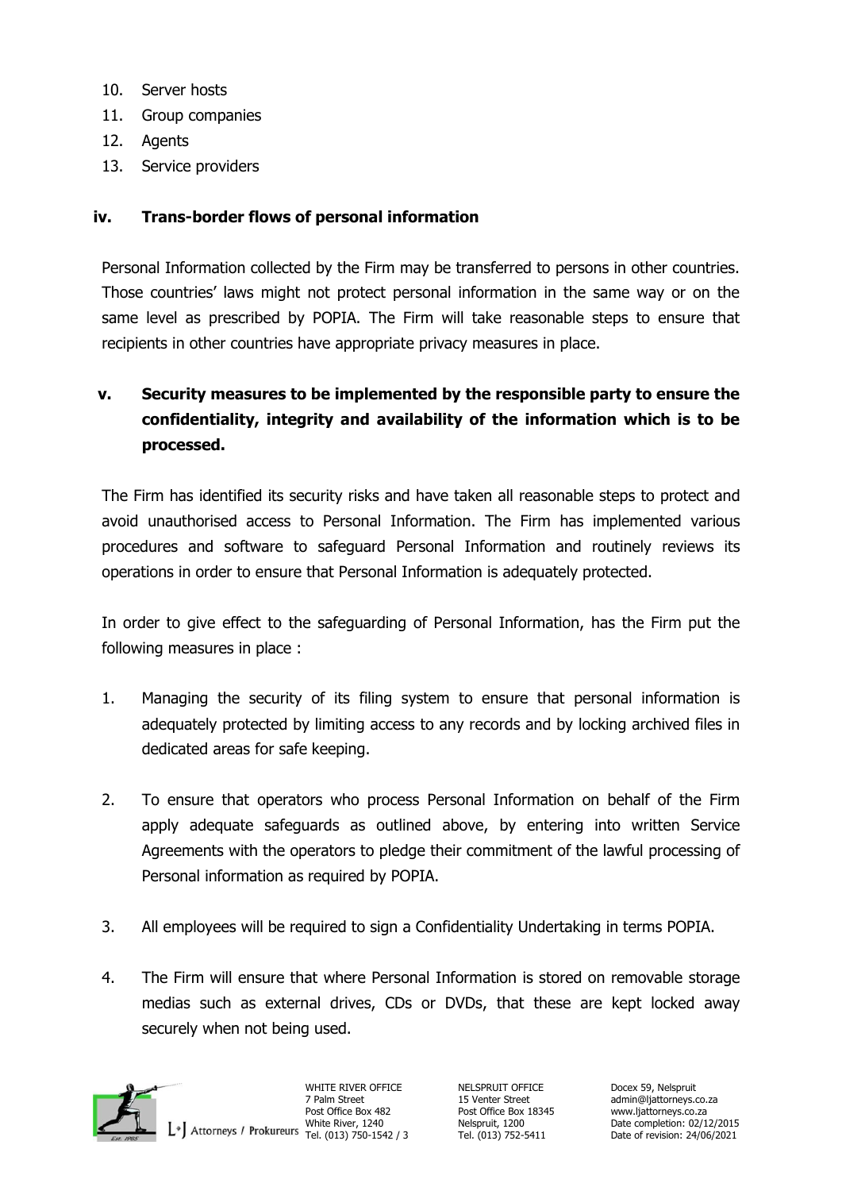10. Server hosts
11. Group companies
12. Agents
13. Service providers

### iv. Trans-border flows of personal information

Personal Information collected by the Firm may be transferred to persons in other countries. Those countries' laws might not protect personal information in the same way or on the same level as prescribed by POPIA. The Firm will take reasonable steps to ensure that recipients in other countries have appropriate privacy measures in place.

### v. Security measures to be implemented by the responsible party to ensure the confidentiality, integrity and availability of the information which is to be processed.

The Firm has identified its security risks and have taken all reasonable steps to protect and avoid unauthorised access to Personal Information. The Firm has implemented various procedures and software to safeguard Personal Information and routinely reviews its operations in order to ensure that Personal Information is adequately protected.

In order to give effect to the safeguarding of Personal Information, has the Firm put the following measures in place :

1. Managing the security of its filing system to ensure that personal information is adequately protected by limiting access to any records and by locking archived files in dedicated areas for safe keeping.

2. To ensure that operators who process Personal Information on behalf of the Firm apply adequate safeguards as outlined above, by entering into written Service Agreements with the operators to pledge their commitment of the lawful processing of Personal information as required by POPIA.

3. All employees will be required to sign a Confidentiality Undertaking in terms POPIA.

4. The Firm will ensure that where Personal Information is stored on removable storage medias such as external drives, CDs or DVDs, that these are kept locked away securely when not being used.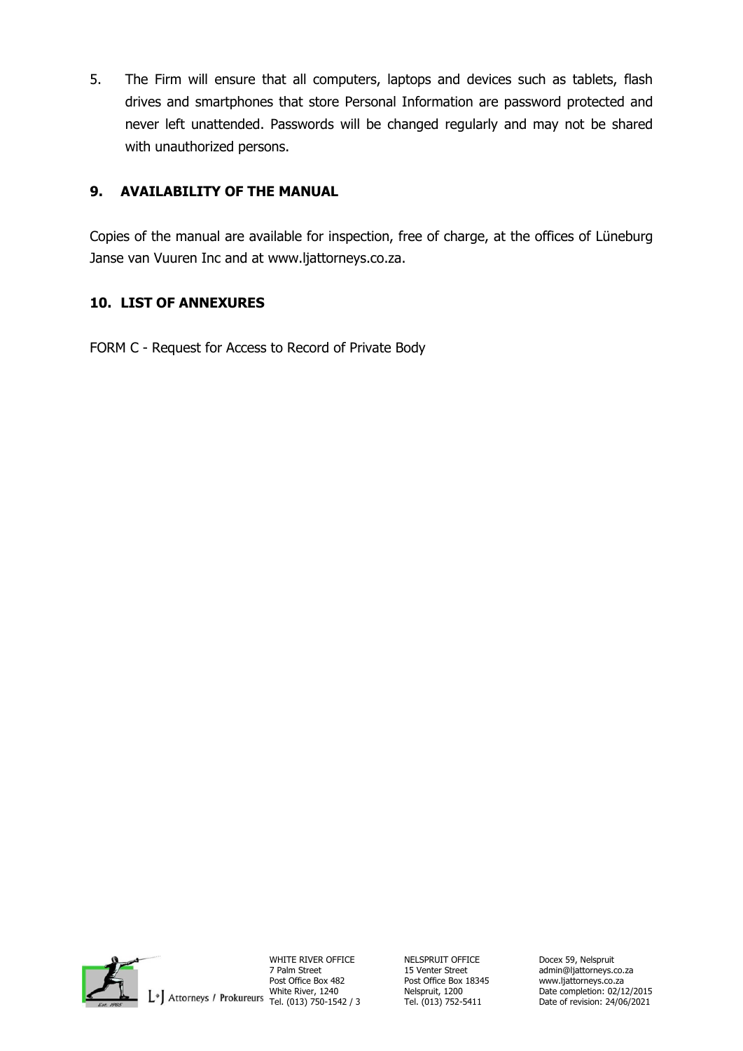5. The Firm will ensure that all computers, laptops and devices such as tablets, flash drives and smartphones that store Personal Information are password protected and never left unattended. Passwords will be changed regularly and may not be shared with unauthorized persons.

## 9. AVAILABILITY OF THE MANUAL

Copies of the manual are available for inspection, free of charge, at the offices of Lüneburg Janse van Vuuren Inc and at www.ljattorneys.co.za.

## 10. LIST OF ANNEXURES

FORM C - Request for Access to Record of Private Body